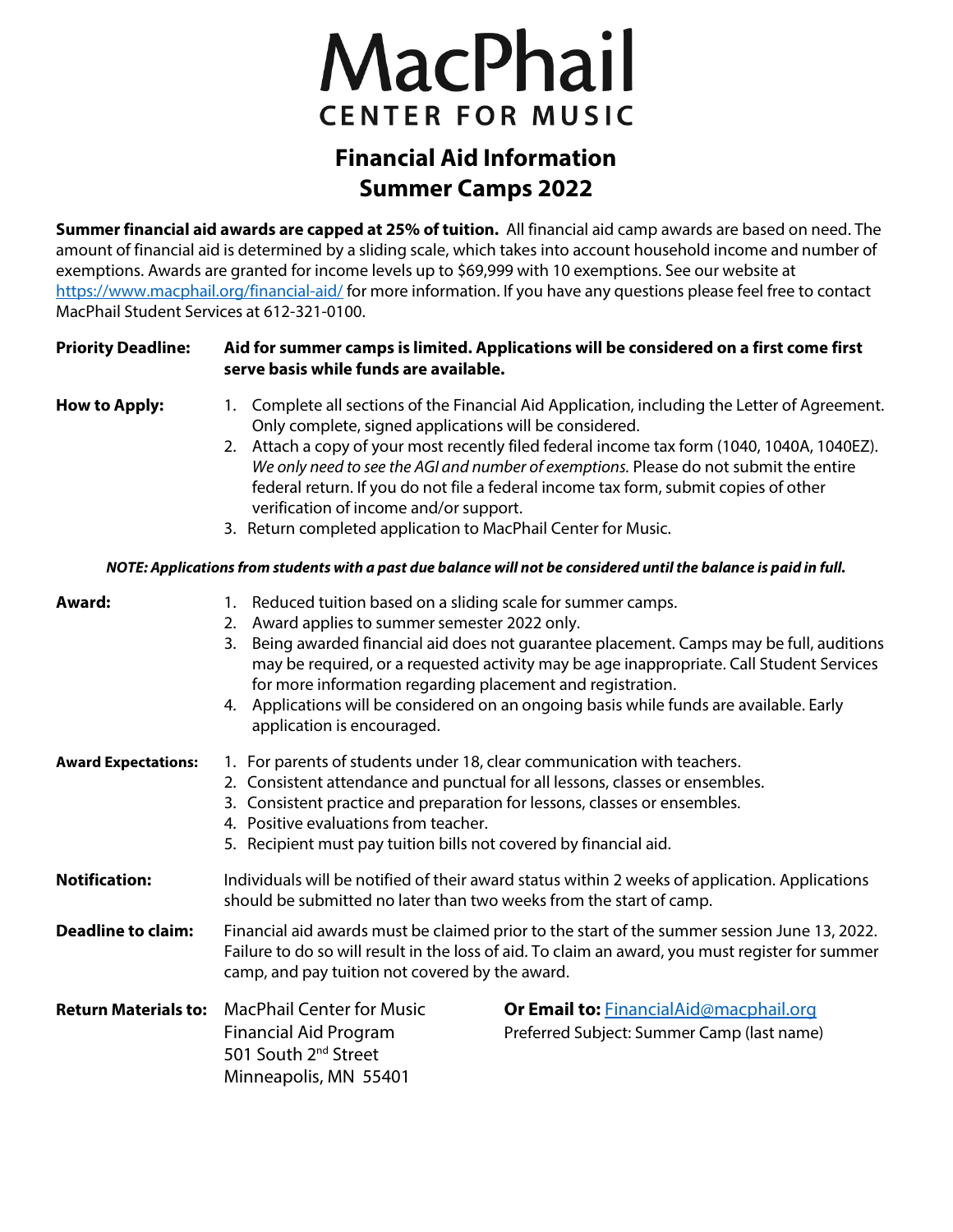# MacPhail
## CENTER FOR MUSIC

## Financial Aid Information
## Summer Camps 2022

**Summer financial aid awards are capped at 25% of tuition.** All financial aid camp awards are based on need. The amount of financial aid is determined by a sliding scale, which takes into account household income and number of exemptions. Awards are granted for income levels up to $69,999 with 10 exemptions. See our website at https://www.macphail.org/financial-aid/ for more information. If you have any questions please feel free to contact MacPhail Student Services at 612-321-0100.

**Priority Deadline:** **Aid for summer camps is limited. Applications will be considered on a first come first serve basis while funds are available.**

**How to Apply:**

1. Complete all sections of the Financial Aid Application, including the Letter of Agreement. Only complete, signed applications will be considered.
2. Attach a copy of your most recently filed federal income tax form (1040, 1040A, 1040EZ). *We only need to see the AGI and number of exemptions.* Please do not submit the entire federal return. If you do not file a federal income tax form, submit copies of other verification of income and/or support.
3. Return completed application to MacPhail Center for Music.

***NOTE: Applications from students with a past due balance will not be considered until the balance is paid in full.***

**Award:**

1. Reduced tuition based on a sliding scale for summer camps.
2. Award applies to summer semester 2022 only.
3. Being awarded financial aid does not guarantee placement. Camps may be full, auditions may be required, or a requested activity may be age inappropriate. Call Student Services for more information regarding placement and registration.
4. Applications will be considered on an ongoing basis while funds are available. Early application is encouraged.

**Award Expectations:**

1. For parents of students under 18, clear communication with teachers.
2. Consistent attendance and punctual for all lessons, classes or ensembles.
3. Consistent practice and preparation for lessons, classes or ensembles.
4. Positive evaluations from teacher.
5. Recipient must pay tuition bills not covered by financial aid.

**Notification:** Individuals will be notified of their award status within 2 weeks of application. Applications should be submitted no later than two weeks from the start of camp.

**Deadline to claim:** Financial aid awards must be claimed prior to the start of the summer session June 13, 2022. Failure to do so will result in the loss of aid. To claim an award, you must register for summer camp, and pay tuition not covered by the award.

**Return Materials to:**
MacPhail Center for Music
Financial Aid Program
501 South 2nd Street
Minneapolis, MN 55401

**Or Email to:** FinancialAid@macphail.org
Preferred Subject: Summer Camp (last name)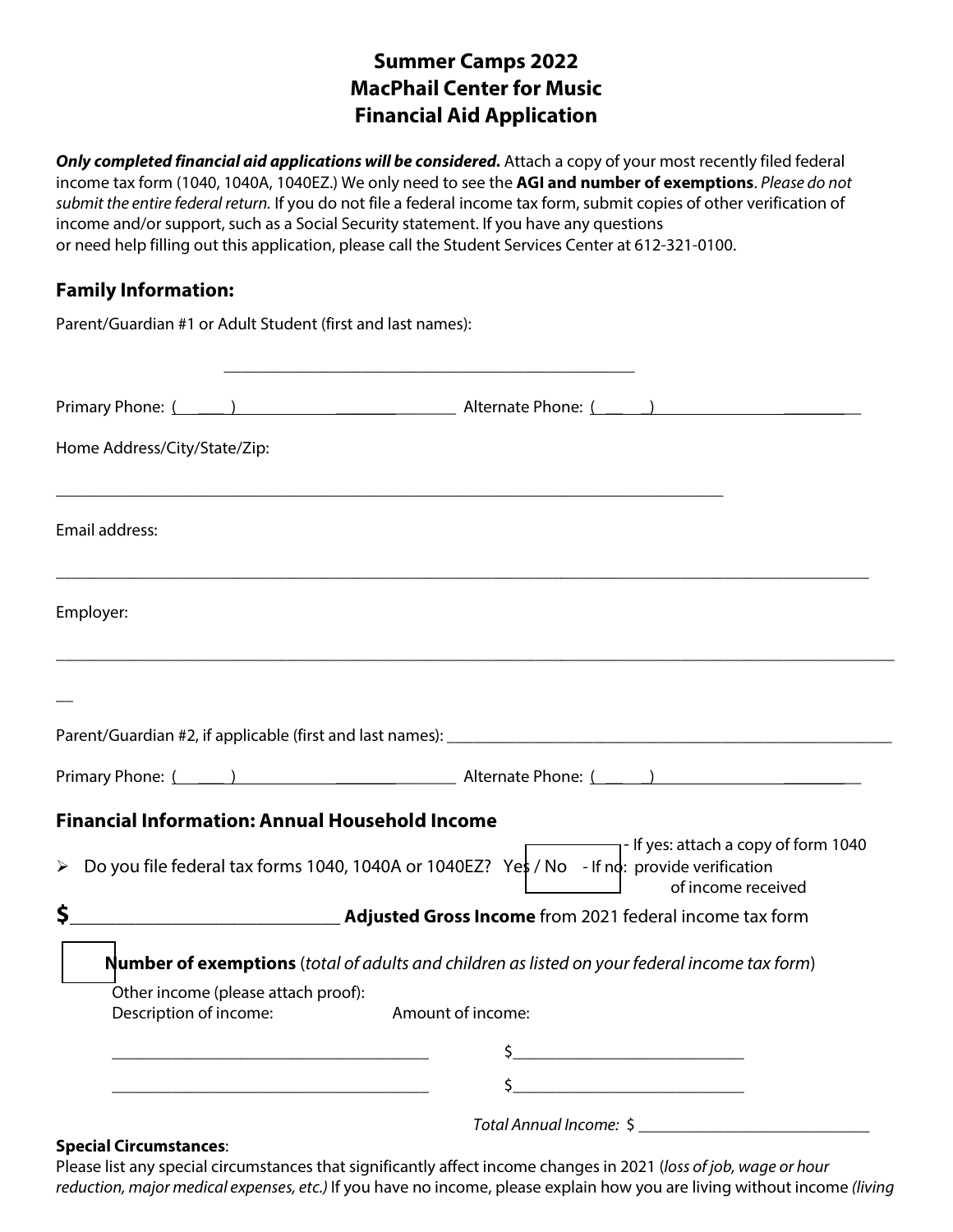# Summer Camps 2022
# MacPhail Center for Music
# Financial Aid Application

***Only completed financial aid applications will be considered.*** Attach a copy of your most recently filed federal income tax form (1040, 1040A, 1040EZ.) We only need to see the **AGI and number of exemptions**. *Please do not submit the entire federal return.* If you do not file a federal income tax form, submit copies of other verification of income and/or support, such as a Social Security statement. If you have any questions or need help filling out this application, please call the Student Services Center at 612-321-0100.

## Family Information:

Parent/Guardian #1 or Adult Student (first and last names):

_______________________________________________

Primary Phone: (\_\_\_\_) \_\_\_\_\_\_\_\_\_\_\_\_\_\_\_\_\_\_\_\_\_\_\_\_\_\_\_ Alternate Phone: (\_\_\_\_) \_\_\_\_\_\_\_\_\_\_\_\_\_\_\_\_\_\_\_\_\_\_\_\_\_\_\_

Home Address/City/State/Zip:

_______________________________________________________________________________

Email address:

_______________________________________________________________________________

Employer:

_______________________________________________________________________________

Parent/Guardian #2, if applicable (first and last names): _______________________________________

Primary Phone: (\_\_\_\_) \_\_\_\_\_\_\_\_\_\_\_\_\_\_\_\_\_\_\_\_\_\_\_\_\_\_\_ Alternate Phone: (\_\_\_\_) \_\_\_\_\_\_\_\_\_\_\_\_\_\_\_\_\_\_\_\_\_\_\_\_\_\_\_

## Financial Information: Annual Household Income

- Do you file federal tax forms 1040, 1040A or 1040EZ? Yes / No
  - If yes: attach a copy of form 1040
  - If no: provide verification of income received

**$**\_\_\_\_\_\_\_\_\_\_\_\_\_\_\_\_\_\_\_\_\_\_\_\_\_\_\_\_ **Adjusted Gross Income** from 2021 federal income tax form

[ ] **Number of exemptions** (*total of adults and children as listed on your federal income tax form*)

Other income (please attach proof):

| Description of income: | Amount of income: |
|---|---|
| \_\_\_\_\_\_\_\_\_\_\_\_\_\_\_\_\_\_\_\_\_\_\_\_\_\_\_\_ | $\_\_\_\_\_\_\_\_\_\_\_\_\_\_\_\_\_\_\_\_\_\_\_\_\_\_\_\_ |
| \_\_\_\_\_\_\_\_\_\_\_\_\_\_\_\_\_\_\_\_\_\_\_\_\_\_\_\_ | $\_\_\_\_\_\_\_\_\_\_\_\_\_\_\_\_\_\_\_\_\_\_\_\_\_\_\_\_ |

*Total Annual Income:* $ \_\_\_\_\_\_\_\_\_\_\_\_\_\_\_\_\_\_\_\_\_\_\_\_\_\_\_\_

**Special Circumstances**:

Please list any special circumstances that significantly affect income changes in 2021 (*loss of job, wage or hour reduction, major medical expenses, etc.)* If you have no income, please explain how you are living without income *(living*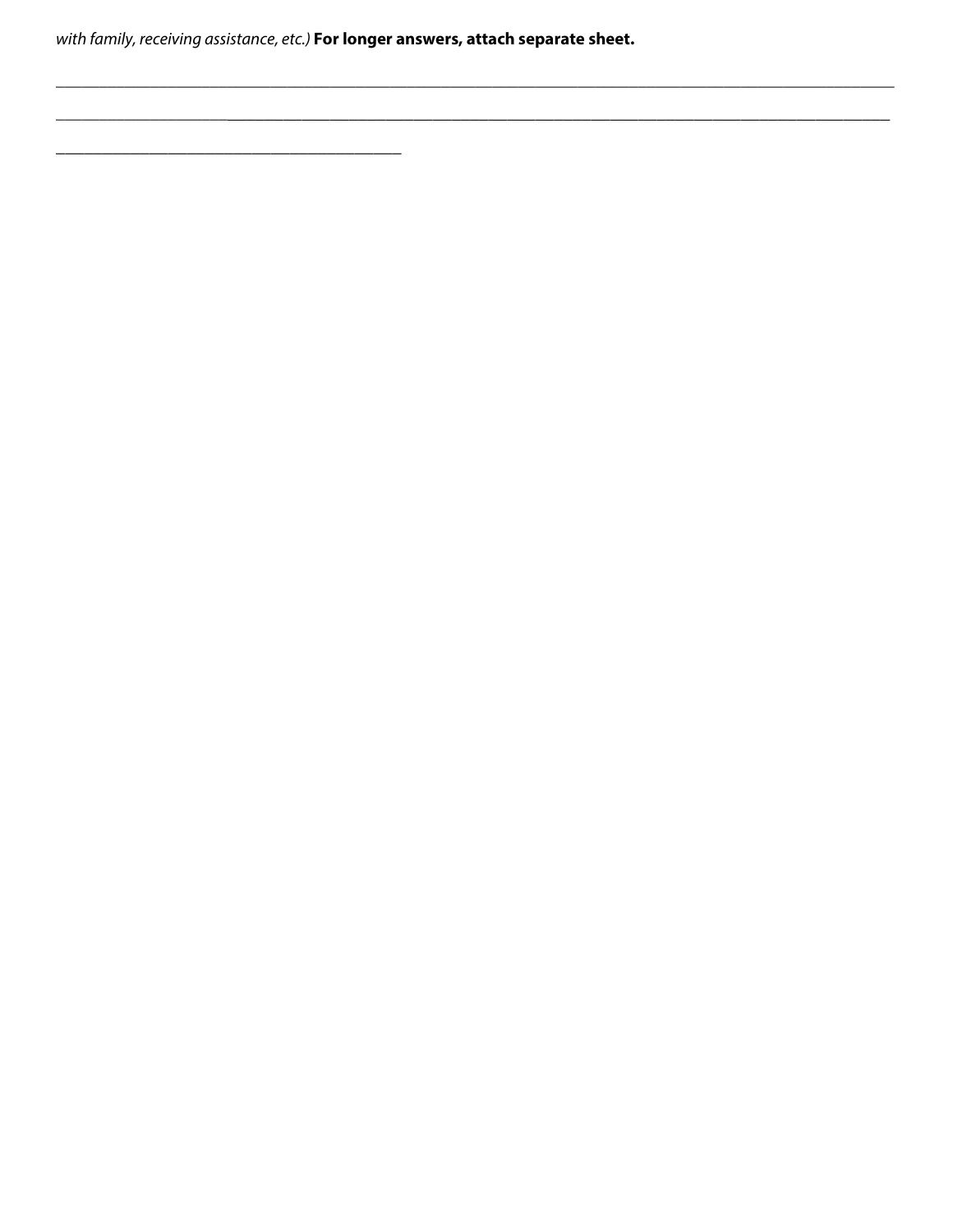*with family, receiving assistance, etc.)* **For longer answers, attach separate sheet.**

\_\_\_\_\_\_\_\_\_\_\_\_\_\_\_\_\_\_\_\_\_\_\_\_\_\_\_\_\_\_\_\_\_\_\_\_\_\_\_\_\_\_\_\_\_\_\_\_\_\_\_\_\_\_\_\_\_\_\_\_\_\_\_\_\_\_\_\_\_\_\_\_\_\_\_\_\_\_\_\_\_\_\_\_\_\_\_\_\_\_\_\_\_\_\_\_\_\_\_\_

\_\_\_\_\_\_\_\_\_\_\_\_\_\_\_\_\_\_\_\_\_\_\_\_\_\_\_\_\_\_\_\_\_\_\_\_\_\_\_\_\_\_\_\_\_\_\_\_\_\_\_\_\_\_\_\_\_\_\_\_\_\_\_\_\_\_\_\_\_\_\_\_\_\_\_\_\_\_\_\_\_\_\_\_\_\_\_\_\_\_\_\_\_\_\_\_\_\_\_\_

\_\_\_\_\_\_\_\_\_\_\_\_\_\_\_\_\_\_\_\_\_\_\_\_\_\_\_\_\_\_\_\_\_\_\_\_\_\_\_\_\_\_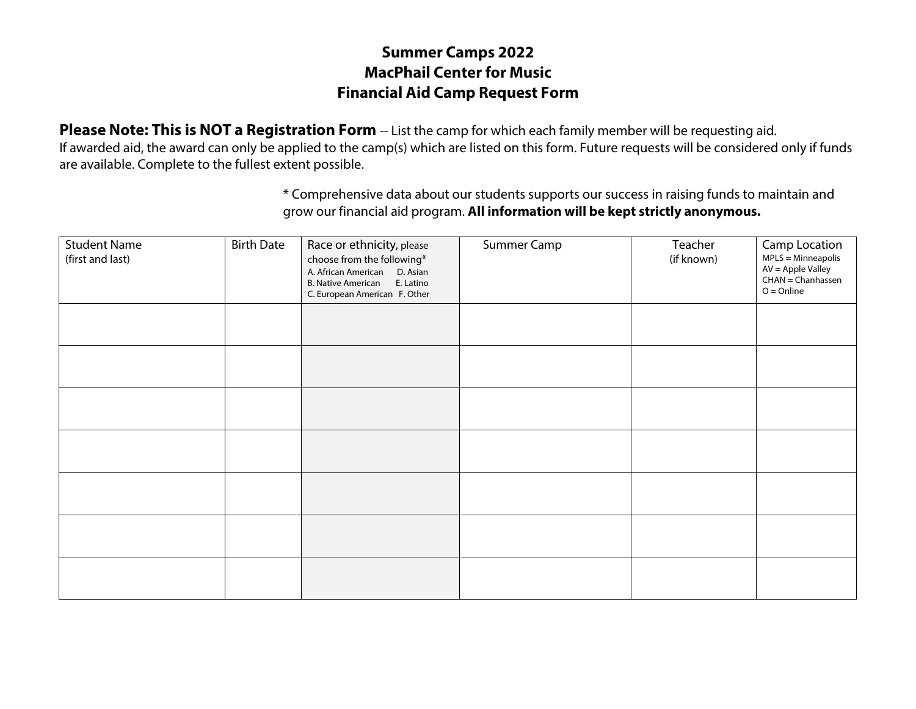**Summer Camps 2022**
**MacPhail Center for Music**
**Financial Aid Camp Request Form**

**Please Note: This is NOT a Registration Form** -- List the camp for which each family member will be requesting aid. If awarded aid, the award can only be applied to the camp(s) which are listed on this form. Future requests will be considered only if funds are available. Complete to the fullest extent possible.

* Comprehensive data about our students supports our success in raising funds to maintain and grow our financial aid program. **All information will be kept strictly anonymous.**

| Student Name (first and last) | Birth Date | Race or ethnicity, please choose from the following* A. African American D. Asian B. Native American E. Latino C. European American F. Other | Summer Camp | Teacher (if known) | Camp Location MPLS = Minneapolis AV = Apple Valley CHAN = Chanhassen O = Online |
|---|---|---|---|---|---|
| | | | | | |
| | | | | | |
| | | | | | |
| | | | | | |
| | | | | | |
| | | | | | |
| | | | | | |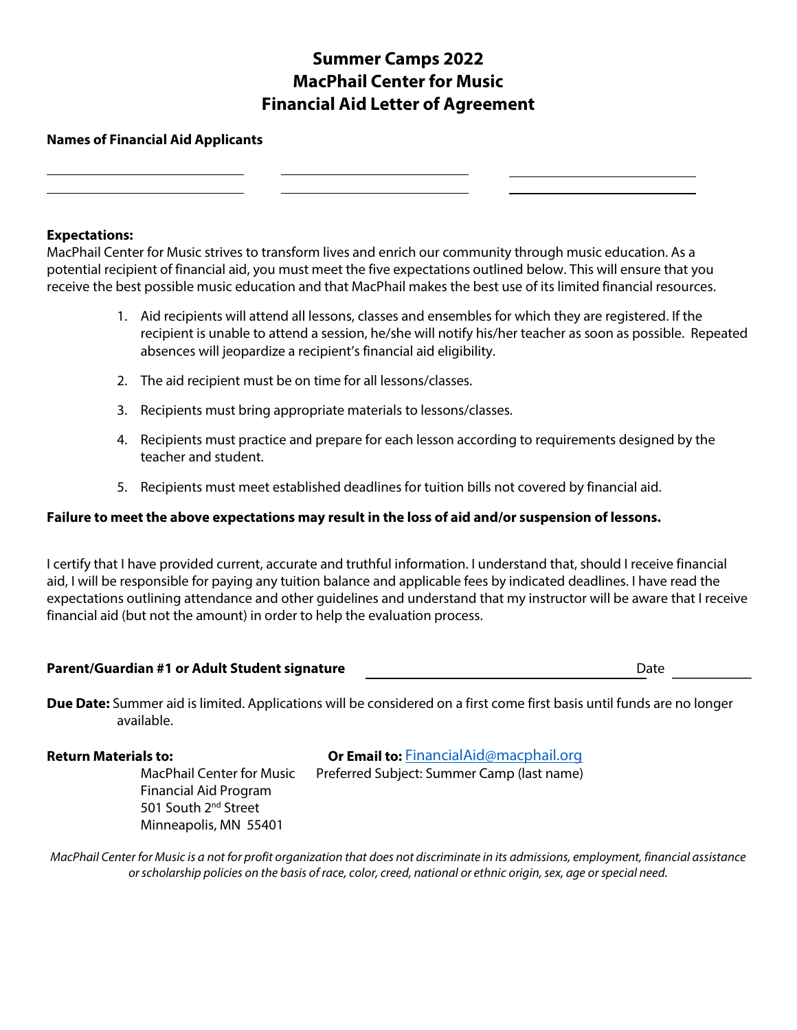# Summer Camps 2022
# MacPhail Center for Music
# Financial Aid Letter of Agreement

**Names of Financial Aid Applicants**

| | | |
|---|---|---|
| ______________________ | ______________________ | ______________________ |
| ______________________ | ______________________ | ______________________ |

**Expectations:**
MacPhail Center for Music strives to transform lives and enrich our community through music education. As a potential recipient of financial aid, you must meet the five expectations outlined below. This will ensure that you receive the best possible music education and that MacPhail makes the best use of its limited financial resources.

1. Aid recipients will attend all lessons, classes and ensembles for which they are registered. If the recipient is unable to attend a session, he/she will notify his/her teacher as soon as possible. Repeated absences will jeopardize a recipient's financial aid eligibility.
2. The aid recipient must be on time for all lessons/classes.
3. Recipients must bring appropriate materials to lessons/classes.
4. Recipients must practice and prepare for each lesson according to requirements designed by the teacher and student.
5. Recipients must meet established deadlines for tuition bills not covered by financial aid.

**Failure to meet the above expectations may result in the loss of aid and/or suspension of lessons.**

I certify that I have provided current, accurate and truthful information. I understand that, should I receive financial aid, I will be responsible for paying any tuition balance and applicable fees by indicated deadlines. I have read the expectations outlining attendance and other guidelines and understand that my instructor will be aware that I receive financial aid (but not the amount) in order to help the evaluation process.

**Parent/Guardian #1 or Adult Student signature** ______________________________ Date __________

**Due Date:** Summer aid is limited. Applications will be considered on a first come first basis until funds are no longer available.

**Return Materials to:**
MacPhail Center for Music
Financial Aid Program
501 South 2nd Street
Minneapolis, MN 55401

**Or Email to:** FinancialAid@macphail.org
Preferred Subject: Summer Camp (last name)

*MacPhail Center for Music is a not for profit organization that does not discriminate in its admissions, employment, financial assistance or scholarship policies on the basis of race, color, creed, national or ethnic origin, sex, age or special need.*